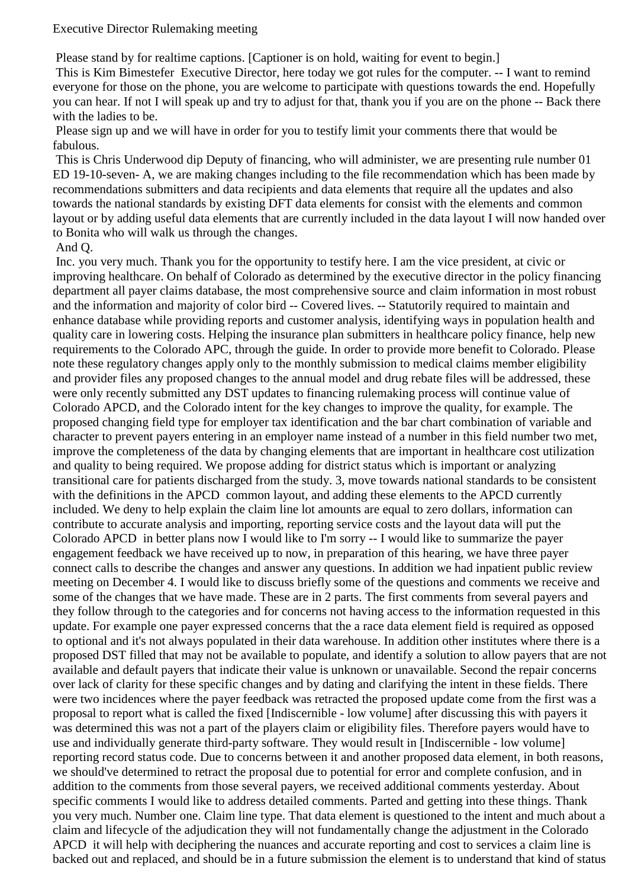Executive Director Rulemaking meeting

Please stand by for realtime captions. [Captioner is on hold, waiting for event to begin.]

This is Kim Bimestefer Executive Director, here today we got rules for the computer. -- I want to remind everyone for those on the phone, you are welcome to participate with questions towards the end. Hopefully you can hear. If not I will speak up and try to adjust for that, thank you if you are on the phone -- Back there with the ladies to be.

Please sign up and we will have in order for you to testify limit your comments there that would be fabulous.

This is Chris Underwood dip Deputy of financing, who will administer, we are presenting rule number 01 ED 19-10-seven- A, we are making changes including to the file recommendation which has been made by recommendations submitters and data recipients and data elements that require all the updates and also towards the national standards by existing DFT data elements for consist with the elements and common layout or by adding useful data elements that are currently included in the data layout I will now handed over to Bonita who will walk us through the changes.

And Q.

Inc. you very much. Thank you for the opportunity to testify here. I am the vice president, at civic or improving healthcare. On behalf of Colorado as determined by the executive director in the policy financing department all payer claims database, the most comprehensive source and claim information in most robust and the information and majority of color bird -- Covered lives. -- Statutorily required to maintain and enhance database while providing reports and customer analysis, identifying ways in population health and quality care in insurance plan submitters in healthcare policy finance, help new requirements to the Colorado APC, through the guide. In order to provide more benefit to Colorado. Please note these regulatory changes apply only to the monthly submission to medical claims member eligibility and provider files any proposed changes to the annual model and drug rebate files will be addressed, these were only recently submitted any DST updates to financing rulemaking process will continue value of Colorado APCD, and the Colorado intent for the key changes to improve the quality, for example. The proposed changing field type for employer tax identification and the bar chart combination of variable and character to prevent payers entering in an employer name instead of a number in this field number two met, improve the completeness of the data by changing elements that are important in healthcare cost utilization and quality to being required. We propose adding for district status which is important or analyzing transitional care for patients discharged from the study. 3, move towards national standards to be consistent with the definitions in the APCD common layout, and adding these elements to the APCD currently included. We deny to help explain the claim line lot amounts are equal to zero dollars, information can contribute to accurate analysis and importing, reporting service costs and the layout data will put the Colorado APCD in better plans now I would like to I'm sorry -- I would like to summarize the payer engagement feedback we have received up to now, in preparation of this hearing, we have three payer connect calls to describe the changes and answer any questions. In addition we had inpatient public review meeting on December 4. I would like to discuss briefly some of the questions and comments we receive and some of the changes that we have made. These are in 2 parts. The first comments from several payers and they follow through to the categories and for concerns not having access to the information requested in this update. For example one payer expressed concerns that the a race data element field is required as opposed to optional and it's not always populated in their data warehouse. In addition other institutes where there is a proposed DST filled that may not be available to populate, and identify a solution to allow payers that are not available and default payers that indicate their value is unknown or unavailable. Second the repair concerns over lack of clarity for these specific changes and by dating and clarifying the intent in these fields. There were two incidences where the payer feedback was retracted the proposed update come from the first was a proposal to report what is called the fixed [Indiscernible - low volume] after discussing this with payers it was determined this was not a part of the players claim or eligibility files. Therefore payers would have to use and individually generate third-party software. They would result in [Indiscernible - low volume] reporting record status code. Due to concerns between it and another proposed data element, in both reasons, we should've determined to retract the proposal due to potential for error and complete confusion, and in addition to the comments from those several payers, we received additional comments yesterday. About specific comments I would like to address detailed comments. Parted and getting into these things. Thank you very much. Number one. Claim line type. That data element is questioned to the intent and much about a claim and lifecycle of the adjudication they will not fundamentally change the adjustment in the Colorado APCD it will help with deciphering the nuances and accurate reporting and cost to services a claim line is backed out and replaced, and should be in a future submission the element is to understand that kind of status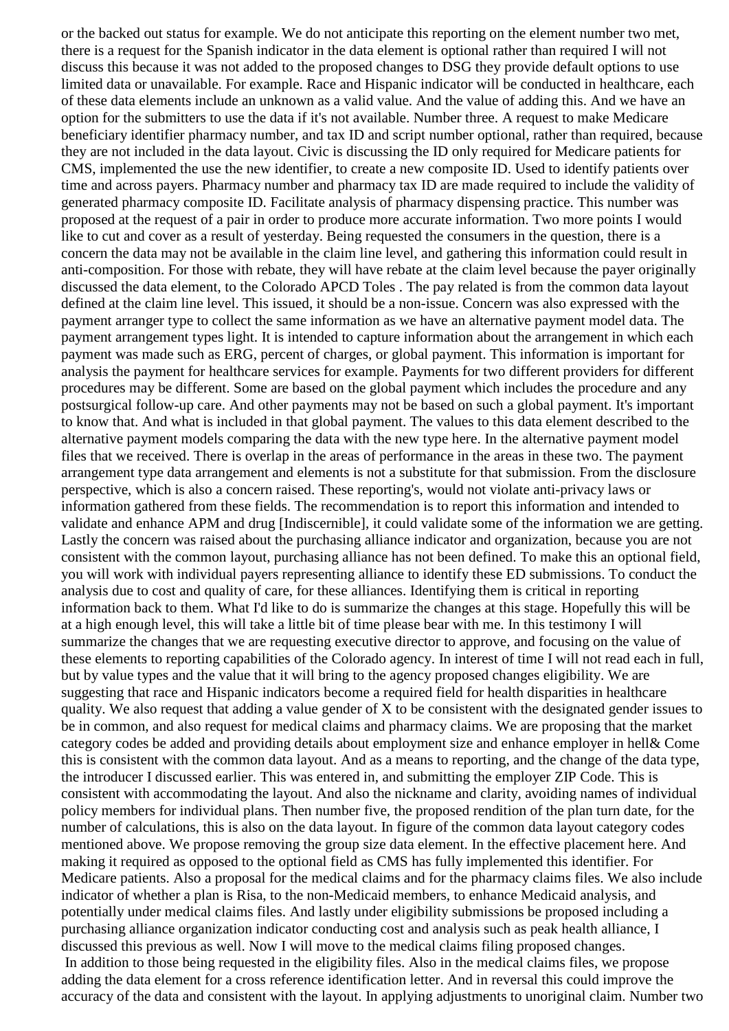or the backed out status for example. We do not anticipate this reporting on the element number two met, there is a request for the Spanish indicator in the data element is optional rather than required I will not discuss this because it was not added to the proposed changes to DSG they provide default options to use limited data or unavailable. For example. Race and Hispanic indicator will be conducted in healthcare, each of these data elements include an unknown as a valid value. And the value of adding this. And we have an option for the submitters to use the data if it's not available. Number three. A request to make Medicare beneficiary identifier pharmacy number, and tax ID and script number optional, rather than required, because they are not included in the data layout. Civic is discussing the ID only required for Medicare patients for CMS, implemented the use the new identifier, to create a new composite ID. Used to identify patients over time and across payers. Pharmacy number and pharmacy tax ID are made required to include the validity of generated pharmacy composite ID. Facilitate analysis of pharmacy dispensing practice. This number was proposed at the request of a pair in order to produce more accurate information. Two more points I would like to cut and cover as a result of yesterday. Being requested the consumers in the question, there is a concern the data may not be available in the claim line level, and gathering this information could result in anti-composition. For those with rebate, they will have rebate at the claim level because the payer originally discussed the data element, to the Colorado APCD Toles . The pay related is from the common data layout defined at the claim line level. This issued, it should be a non-issue. Concern was also expressed with the payment arranger type to collect the same information as we have an alternative payment model data. The payment arrangement types light. It is intended to capture information about the arrangement in which each payment was made such as ERG, percent of charges, or global payment. This information is important for analysis the payment for healthcare services for example. Payments for two different providers for different procedures may be different. Some are based on the global payment which includes the procedure and any postsurgical follow-up care. And other payments may not be based on such a global payment. It's important to know that. And what is included in that global payment. The values to this data element described to the alternative payment models comparing the data with the new type here. In the alternative payment model files that we received. There is overlap in the areas of performance in the areas in these two. The payment arrangement type data arrangement and elements is not a substitute for that submission. From the disclosure perspective, which is also a concern raised. These reporting's, would not violate anti-privacy laws or information gathered from these fields. The recommendation is to report this information and intended to validate and enhance APM and drug [Indiscernible], it could validate some of the information we are getting. Lastly the concern was raised about the purchasing alliance indicator and organization, because you are not consistent with the common layout, purchasing alliance has not been defined. To make this an optional field, you will work with individual payers representing alliance to identify these ED submissions. To conduct the analysis due to cost and quality of care, for these alliances. Identifying them is critical in reporting information back to them. What I'd like to do is summarize the changes at this stage. Hopefully this will be at a high enough level, this will take a little bit of time please bear with me. In this testimony I will summarize the changes that we are requesting executive director to approve, and focusing on the value of these elements to reporting capabilities of the Colorado agency. In interest of time I will not read each in full, but by value types and the value that it will bring to the agency proposed changes eligibility. We are suggesting that race and Hispanic indicators become a required field for health disparities in healthcare quality. We also request that adding a value gender of X to be consistent with the designated gender issues to be in common, and also request for medical claims and pharmacy claims. We are proposing that the market category codes be added and providing details about employment size and enhance employer in hell& Come this is consistent with the common data layout. And as a means to reporting, and the change of the data type, the introducer I discussed earlier. This was entered in, and submitting the employer ZIP Code. This is consistent with accommodating the layout. And also the nickname and clarity, avoiding names of individual policy members for individual plans. Then number five, the proposed rendition of the plan turn date, for the number of calculations, this is also on the data layout. In figure of the common data layout category codes mentioned above. We propose removing the group size data element. In the effective placement here. And making it required as opposed to the optional field as CMS has fully implemented this identifier. For Medicare patients. Also a proposal for the medical claims and for the pharmacy claims files. We also include indicator of whether a plan is Risa, to the non-Medicaid members, to enhance Medicaid analysis, and potentially under medical claims files. And lastly under eligibility submissions be proposed including a purchasing alliance organization indicator conducting cost and analysis such as peak health alliance, I discussed this previous as well. Now I will move to the medical claims filing proposed changes.

In addition to those being requested in the eligibility files. Also in the medical claims files, we propose adding the data element for a cross reference identification letter. And in reversal this could improve the accuracy of the data and consistent with the layout. In applying adjustments to unoriginal claim. Number two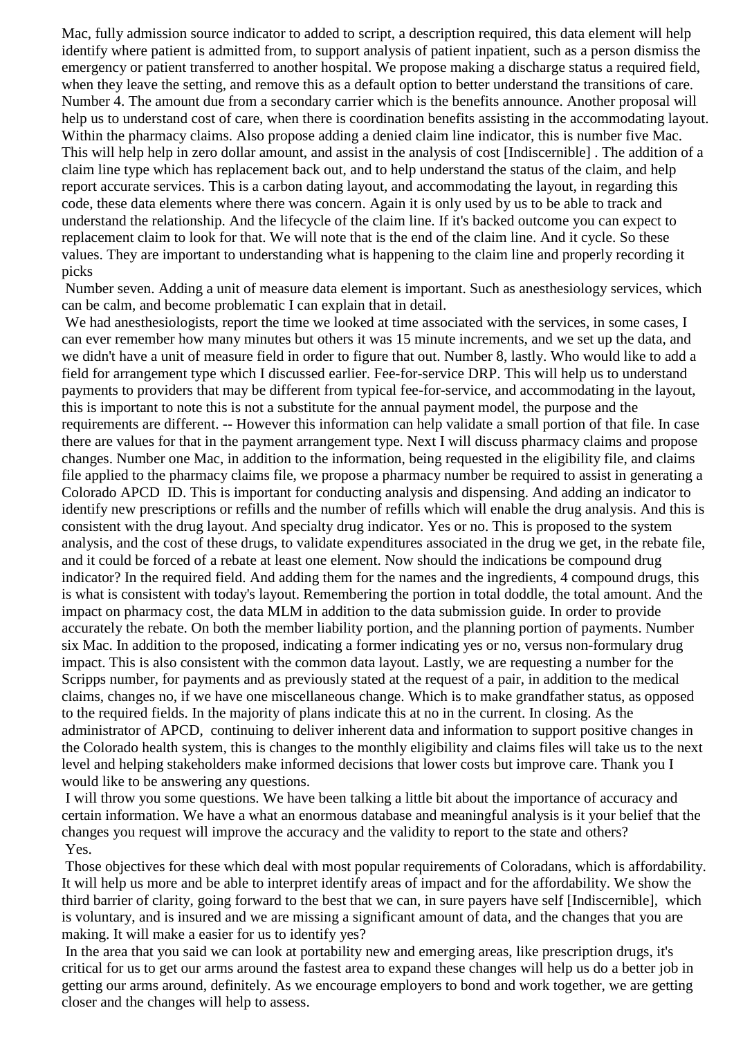Mac, fully admission source indicator to added to script, a description required, this data element will help identify where patient is admitted from, to support analysis of patient inpatient, such as a person dismiss the emergency or patient transferred to another hospital. We propose making a discharge status a required field, when they leave the setting, and remove this as a default option to better understand the transitions of care. Number 4. The amount due from a secondary carrier which is the benefits announce. Another proposal will help us to understand cost of care, when there is coordination benefits assisting in the accommodating layout. Within the pharmacy claims. Also propose adding a denied claim line indicator, this is number five Mac. This will help help in zero dollar amount, and assist in the analysis of cost [Indiscernible] . The addition of a claim line type which has replacement back out, and to help understand the status of the claim, and help report accurate services. This is a carbon dating layout, and accommodating the layout, in regarding this code, these data elements where there was concern. Again it is only used by us to be able to track and understand the relationship. And the lifecycle of the claim line. If it's backed outcome you can expect to replacement claim to look for that. We will note that is the end of the claim line. And it cycle. So these values. They are important to understanding what is happening to the claim line and properly recording it picks

Number seven. Adding a unit of measure data element is important. Such as anesthesiology services, which can be calm, and become problematic I can explain that in detail.

We had anesthesiologists, report the time we looked at time associated with the services, in some cases, I can ever remember how many minutes but others it was 15 minute increments, and we set up the data, and we didn't have a unit of measure field in order to figure that out. Number 8, lastly. Who would like to add a field for arrangement type which I discussed earlier. Fee-for-service DRP. This will help us to understand payments to providers that may be different from typical fee-for-service, and accommodating in the layout, this is important to note this is not a substitute for the annual payment model, the purpose and the requirements are different. -- However this information can help validate a small portion of that file. In case there are values for that in the payment arrangement type. Next I will discuss pharmacy claims and propose changes. Number one Mac, in addition to the information, being requested in the eligibility file, and claims file applied to the pharmacy claims file, we propose a pharmacy number be required to assist in generating a Colorado APCD ID. This is important for conducting analysis and dispensing. And adding an indicator to identify new prescriptions or refills and the number of refills which will enable the drug analysis. And this is consistent with the drug layout. And specialty drug indicator. Yes or no. This is proposed to the system analysis, and the cost of these drugs, to validate expenditures associated in the drug we get, in the rebate file, and it could be forced of a rebate at least one element. Now should the indications be compound drug indicator? In the required field. And adding them for the names and the ingredients, 4 compound drugs, this is what is consistent with today's layout. Remembering the portion in total doddle, the total amount. And the impact on pharmacy cost, the data MLM in addition to the data submission guide. In order to provide accurately the rebate. On both the member liability portion, and the planning portion of payments. Number six Mac. In addition to the proposed, indicating a former indicating yes or no, versus non-formulary drug impact. This is also consistent with the common data layout. Lastly, we are requesting a number for the Scripps number, for payments and as previously stated at the request of a pair, in addition to the medical claims, changes no, if we have one miscellaneous change. Which is to make grandfather status, as opposed to the required fields. In the majority of plans indicate this at no in the current. In closing. As the administrator of APCD, continuing to deliver inherent data and information to support positive changes in the Colorado health system, this is changes to the monthly eligibility and claims files will take us to the next level and helping stakeholders make informed decisions that lower costs but improve care. Thank you I would like to be answering any questions.

I will throw you some questions. We have been talking a little bit about the importance of accuracy and certain information. We have a what an enormous database and meaningful analysis is it your belief that the changes you request will improve the accuracy and the validity to report to the state and others?

Yes.

Those objectives for these which deal with most popular requirements of Coloradans, which is affordability. It will help us more and be able to interpret identify areas of impact and for the affordability. We show the third barrier of clarity, going forward to the best that we can, in sure payers have self [Indiscernible], which is voluntary, and is insured and we are missing a significant amount of data, and the changes that you are making. It will make a easier for us to identify yes?

In the area that you said we can look at portability new and emerging areas, like prescription drugs, it's critical for us to get our arms around the fastest area to expand these changes will help us do a better job in getting our arms around, definitely. As we encourage employers to bond and work together, we are getting closer and the changes will help to assess.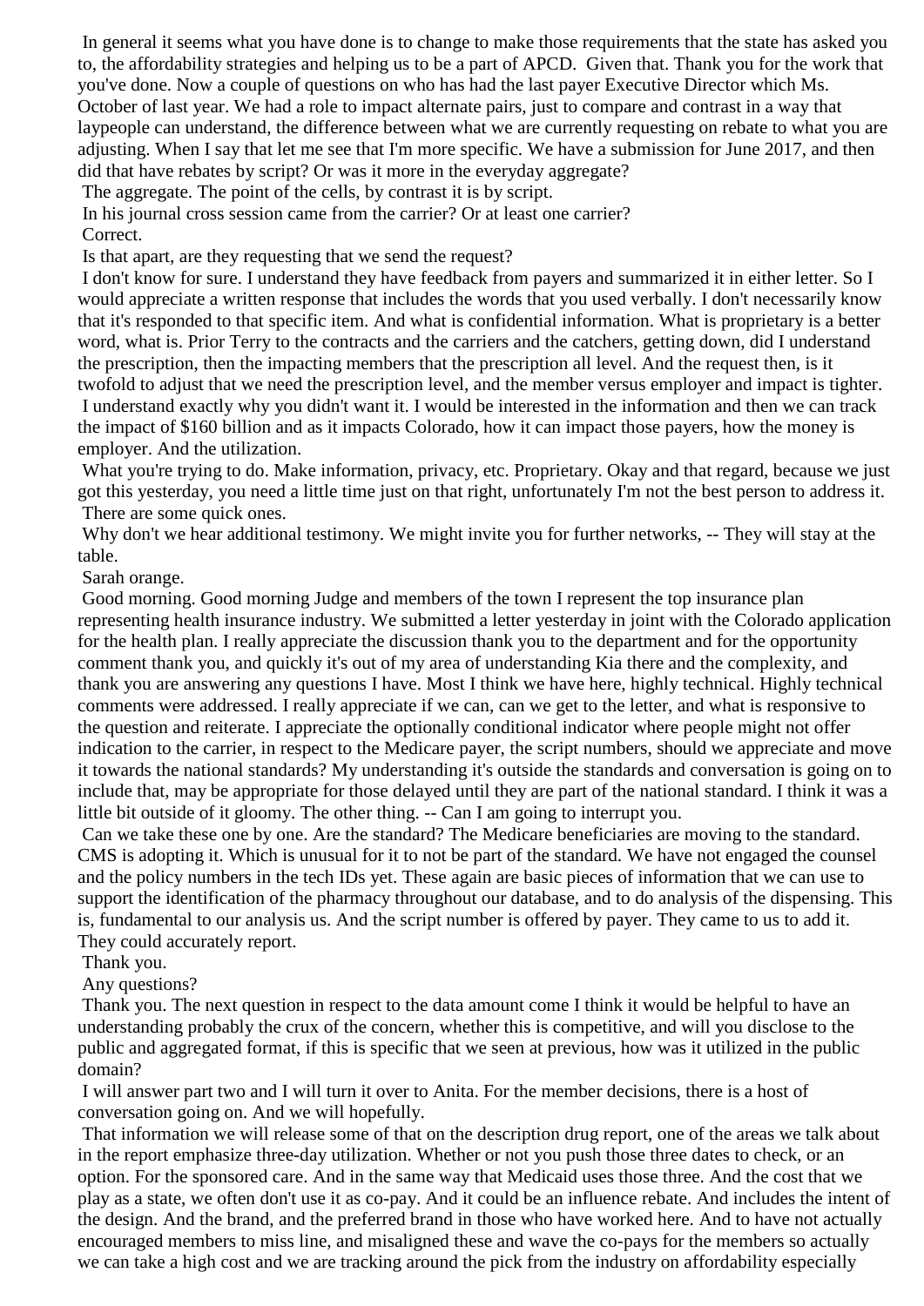In general it seems what you have done is to change to make those requirements that the state has asked you to, the affordability strategies and helping us to be a part of APCD. Given that. Thank you for the work that you've done. Now a couple of questions on who has had the last payer Executive Director which Ms. October of last year. We had a role to impact alternate pairs, just to compare and contrast in a way that laypeople can understand, the difference between what we are currently requesting on rebate to what you are adjusting. When I say that let me see that I'm more specific. We have a submission for June 2017, and then did that have rebates by script? Or was it more in the everyday aggregate?

The aggregate. The point of the cells, by contrast it is by script.

In his journal cross session came from the carrier? Or at least one carrier?

Correct.

Is that apart, are they requesting that we send the request?

I don't know for sure. I understand they have feedback from payers and summarized it in either letter. So I would appreciate a written response that includes the words that you used verbally. I don't necessarily know that it's responded to that specific item. And what is confidential information. What is proprietary is a better word, what is. Prior Terry to the contracts and the carriers and the catchers, getting down, did I understand the prescription, then the impacting members that the prescription all level. And the request then, is it twofold to adjust that we need the prescription level, and the member versus employer and impact is tighter.

I understand exactly why you didn't want it. I would be interested in the information and then we can track the impact of $160 billion and as it impacts Colorado, how it can impact those payers, how the money is employer. And the utilization.

What you're trying to do. Make information, privacy, etc. Proprietary. Okay and that regard, because we just got this yesterday, you need a little time just on that right, unfortunately I'm not the best person to address it.

There are some quick ones.

Why don't we hear additional testimony. We might invite you for further networks, -- They will stay at the table.

Sarah orange.

Good morning. Good morning Judge and members of the town I represent the top insurance plan representing health insurance industry. We submitted a letter yesterday in joint with the Colorado application for the health plan. I really appreciate the discussion thank you to the department and for the opportunity comment thank you, and quickly it's out of my area of understanding Kia there and the complexity, and thank you are answering any questions I have. Most I think we have here, highly technical. Highly technical comments were addressed. I really appreciate if we can, can we get to the letter, and what is responsive to the question and reiterate. I appreciate the optionally conditional indicator where people might not offer indication to the carrier, in respect to the Medicare payer, the script numbers, should we appreciate and move it towards the national standards? My understanding it's outside the standards and conversation is going on to include that, may be appropriate for those delayed until they are part of the national standard. I think it was a little bit outside of it gloomy. The other thing. -- Can I am going to interrupt you.

Can we take these one by one. Are the standard? The Medicare beneficiaries are moving to the standard. CMS is adopting it. Which is unusual for it to not be part of the standard. We have not engaged the counsel and the policy numbers in the tech IDs yet. These again are basic pieces of information that we can use to support the identification of the pharmacy throughout our database, and to do analysis of the dispensing. This is, fundamental to our analysis us. And the script number is offered by payer. They came to us to add it. They could accurately report.

Thank you.

Any questions?

Thank you. The next question in respect to the data amount come I think it would be helpful to have an understanding probably the crux of the concern, whether this is competitive, and will you disclose to the public and aggregated format, if this is specific that we seen at previous, how was it utilized in the public domain?

I will answer part two and I will turn it over to Anita. For the member decisions, there is a host of conversation going on. And we will hopefully.

That information we will release some of that on the description drug report, one of the areas we talk about in the report emphasize three-day utilization. Whether or not you push those three dates to check, or an option. For the sponsored care. And in the same way that Medicaid uses those three. And the cost that we play as a state, we often don't use it as co-pay. And it could be an influence rebate. And includes the intent of the design. And the brand, and the preferred brand in those who have worked here. And to have not actually encouraged members to miss line, and misaligned these and wave the co-pays for the members so actually we can take a high cost and we are tracking around the pick from the industry on affordability especially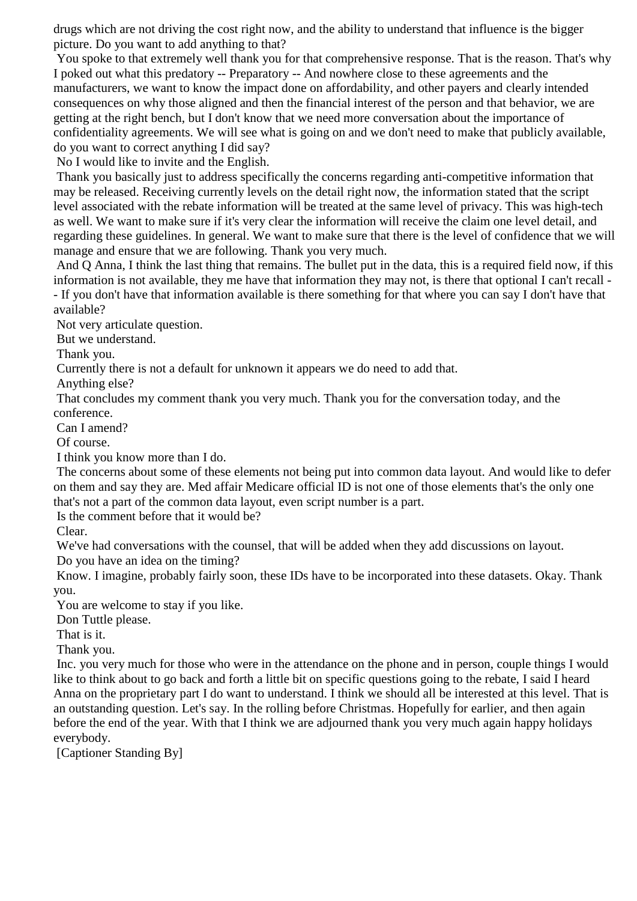drugs which are not driving the cost right now, and the ability to understand that influence is the bigger picture. Do you want to add anything to that?

You spoke to that extremely well thank you for that comprehensive response. That is the reason. That's why I poked out what this predatory -- Preparatory -- And nowhere close to these agreements and the manufacturers, we want to know the impact done on affordability, and other payers and clearly intended consequences on why those aligned and then the financial interest of the person and that behavior, we are getting at the right bench, but I don't know that we need more conversation about the importance of confidentiality agreements. We will see what is going on and we don't need to make that publicly available, do you want to correct anything I did say?

No I would like to invite and the English.

Thank you basically just to address specifically the concerns regarding anti-competitive information that may be released. Receiving currently levels on the detail right now, the information stated that the script level associated with the rebate information will be treated at the same level of privacy. This was high-tech as well. We want to make sure if it's very clear the information will receive the claim one level detail, and regarding these guidelines. In general. We want to make sure that there is the level of confidence that we will manage and ensure that we are following. Thank you very much.

And Q Anna, I think the last thing that remains. The bullet put in the data, this is a required field now, if this information is not available, they me have that information they may not, is there that optional I can't recall -- If you don't have that information available is there something for that where you can say I don't have that available?

Not very articulate question.

But we understand.

Thank you.

Currently there is not a default for unknown it appears we do need to add that.

Anything else?

That concludes my comment thank you very much. Thank you for the conversation today, and the conference.

Can I amend?

Of course.

I think you know more than I do.

The concerns about some of these elements not being put into common data layout. And would like to defer on them and say they are. Med affair Medicare official ID is not one of those elements that's the only one that's not a part of the common data layout, even script number is a part.

Is the comment before that it would be?

Clear.

We've had conversations with the counsel, that will be added when they add discussions on layout.

Do you have an idea on the timing?

Know. I imagine, probably fairly soon, these IDs have to be incorporated into these datasets. Okay. Thank you.

You are welcome to stay if you like.

Don Tuttle please.

That is it.

Thank you.

Inc. you very much for those who were in the attendance on the phone and in person, couple things I would like to think about to go back and forth a little bit on specific questions going to the rebate, I said I heard Anna on the proprietary part I do want to understand. I think we should all be interested at this level. That is an outstanding question. Let's say. In the rolling before Christmas. Hopefully for earlier, and then again before the end of the year. With that I think we are adjourned thank you very much again happy holidays everybody.

[Captioner Standing By]